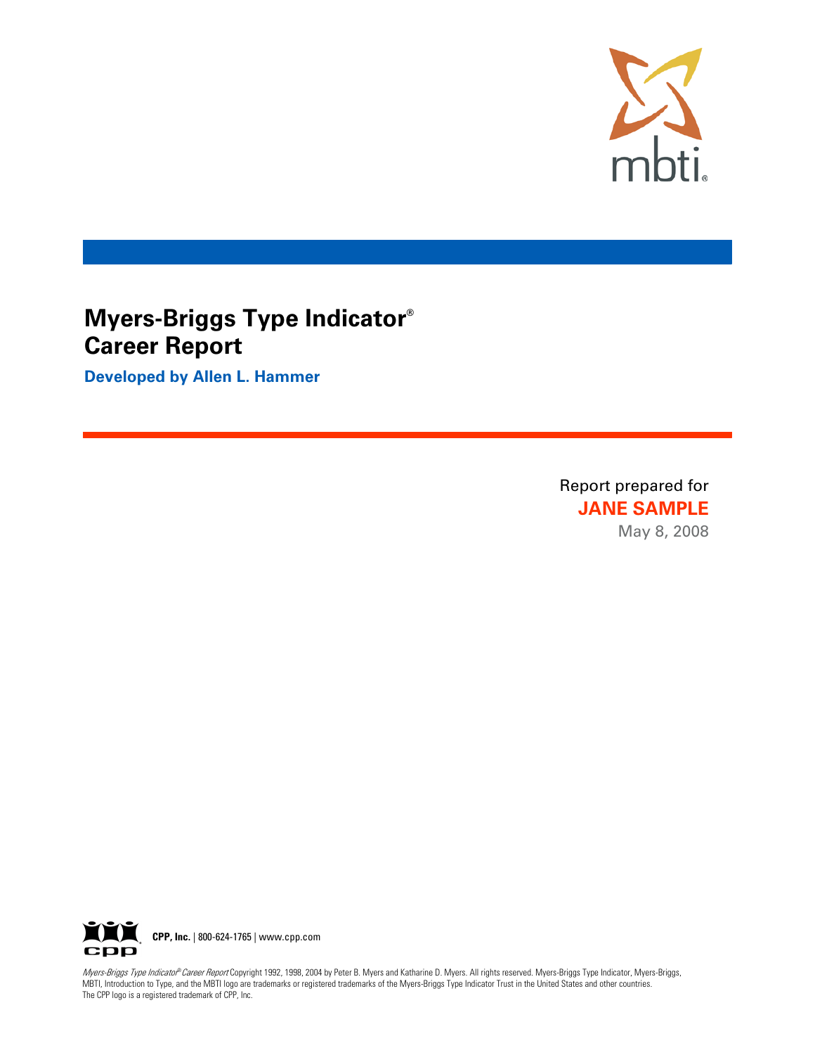# Myers-Briggs Type Indicator®
# Career Report

**Developed by Allen L. Hammer**

Report prepared for
**JANE SAMPLE**
May 8, 2008

**CPP, Inc.** | 800-624-1765 | www.cpp.com

*Myers-Briggs Type Indicator® Career Report* Copyright 1992, 1998, 2004 by Peter B. Myers and Katharine D. Myers. All rights reserved. Myers-Briggs Type Indicator, Myers-Briggs, MBTI, Introduction to Type, and the MBTI logo are trademarks or registered trademarks of the Myers-Briggs Type Indicator Trust in the United States and other countries. The CPP logo is a registered trademark of CPP, Inc.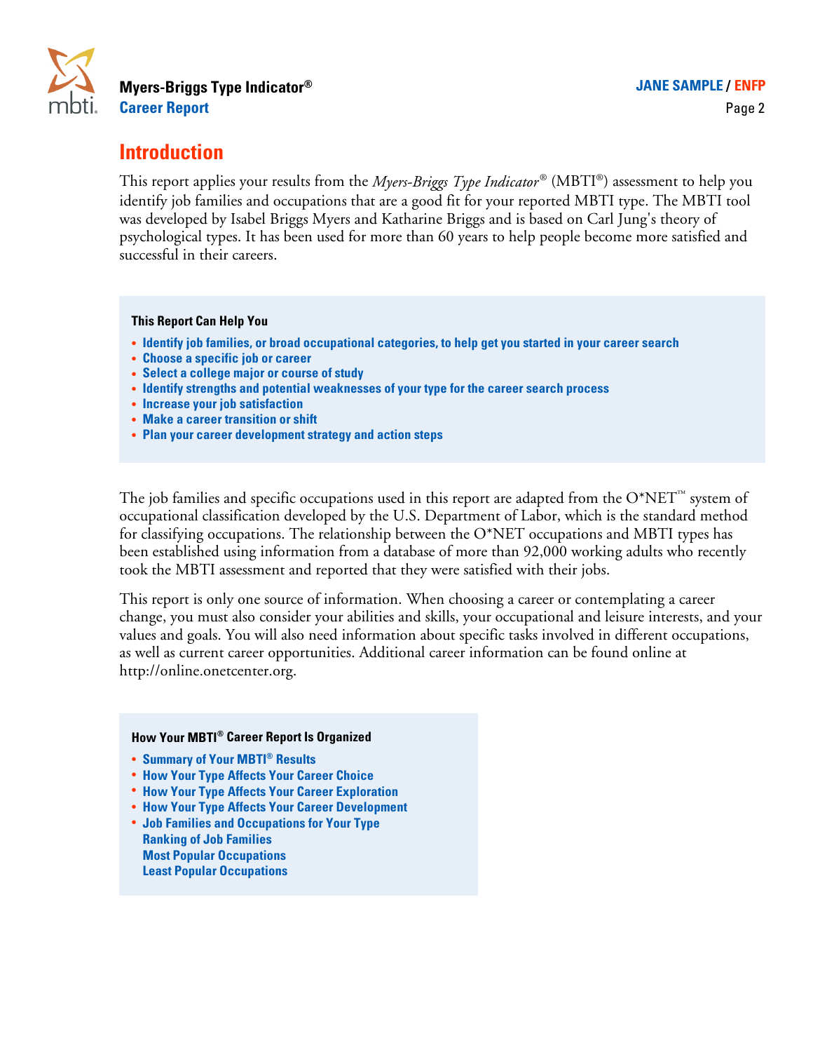## Introduction

This report applies your results from the *Myers-Briggs Type Indicator*® (MBTI®) assessment to help you identify job families and occupations that are a good fit for your reported MBTI type. The MBTI tool was developed by Isabel Briggs Myers and Katharine Briggs and is based on Carl Jung's theory of psychological types. It has been used for more than 60 years to help people become more satisfied and successful in their careers.

**This Report Can Help You**

- **Identify job families, or broad occupational categories, to help get you started in your career search**
- **Choose a specific job or career**
- **Select a college major or course of study**
- **Identify strengths and potential weaknesses of your type for the career search process**
- **Increase your job satisfaction**
- **Make a career transition or shift**
- **Plan your career development strategy and action steps**

The job families and specific occupations used in this report are adapted from the O*NET™ system of occupational classification developed by the U.S. Department of Labor, which is the standard method for classifying occupations. The relationship between the O*NET occupations and MBTI types has been established using information from a database of more than 92,000 working adults who recently took the MBTI assessment and reported that they were satisfied with their jobs.

This report is only one source of information. When choosing a career or contemplating a career change, you must also consider your abilities and skills, your occupational and leisure interests, and your values and goals. You will also need information about specific tasks involved in different occupations, as well as current career opportunities. Additional career information can be found online at http://online.onetcenter.org.

**How Your MBTI® Career Report Is Organized**

- **Summary of Your MBTI® Results**
- **How Your Type Affects Your Career Choice**
- **How Your Type Affects Your Career Exploration**
- **How Your Type Affects Your Career Development**
- **Job Families and Occupations for Your Type**
  - **Ranking of Job Families**
  - **Most Popular Occupations**
  - **Least Popular Occupations**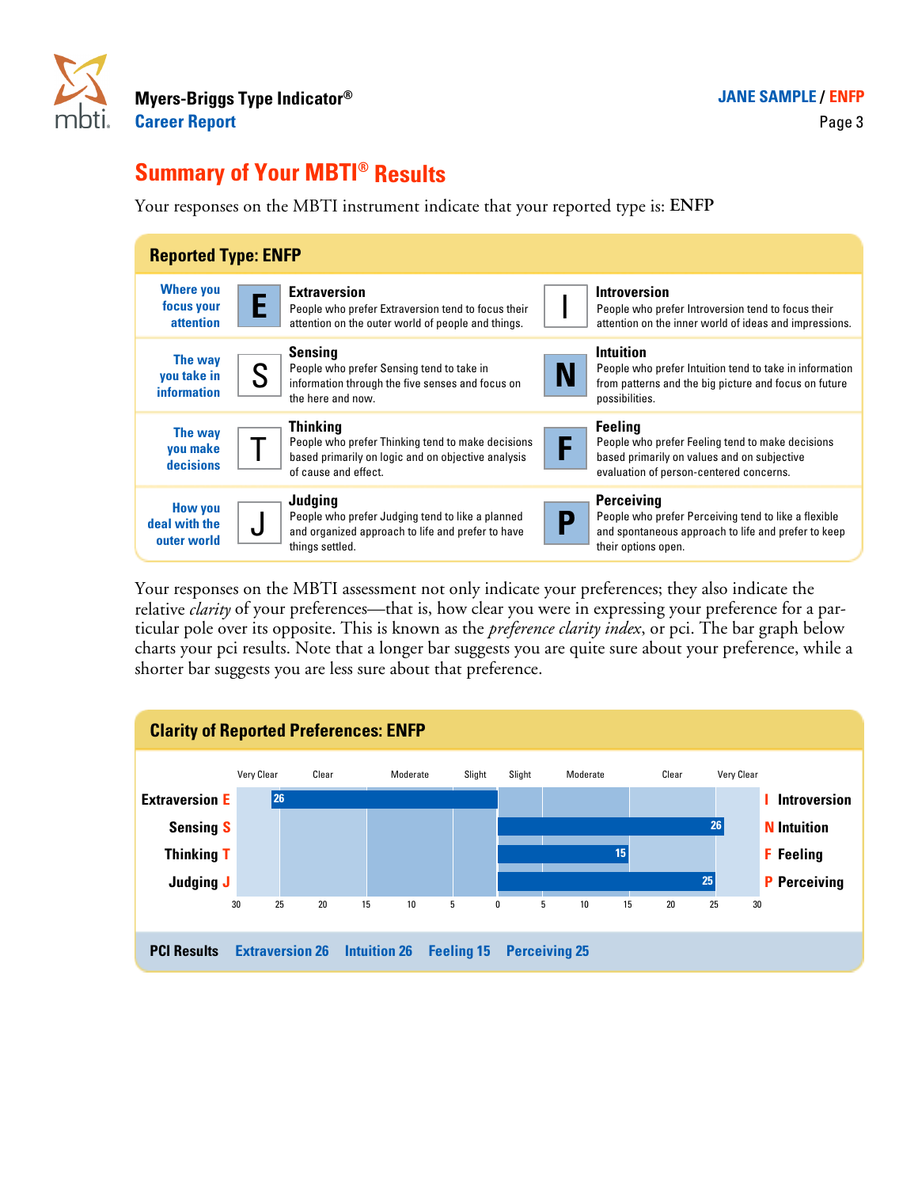## Summary of Your MBTI® Results

Your responses on the MBTI instrument indicate that your reported type is: **ENFP**

### Reported Type: ENFP

| | | | | |
|---|---|---|---|---|
| **Where you focus your attention** | **E** | **Extraversion** People who prefer Extraversion tend to focus their attention on the outer world of people and things. | I | **Introversion** People who prefer Introversion tend to focus their attention on the inner world of ideas and impressions. |
| **The way you take in information** | S | **Sensing** People who prefer Sensing tend to take in information through the five senses and focus on the here and now. | **N** | **Intuition** People who prefer Intuition tend to take in information from patterns and the big picture and focus on future possibilities. |
| **The way you make decisions** | T | **Thinking** People who prefer Thinking tend to make decisions based primarily on logic and on objective analysis of cause and effect. | **F** | **Feeling** People who prefer Feeling tend to make decisions based primarily on values and on subjective evaluation of person-centered concerns. |
| **How you deal with the outer world** | J | **Judging** People who prefer Judging tend to like a planned and organized approach to life and prefer to have things settled. | **P** | **Perceiving** People who prefer Perceiving tend to like a flexible and spontaneous approach to life and prefer to keep their options open. |

Your responses on the MBTI assessment not only indicate your preferences; they also indicate the relative *clarity* of your preferences—that is, how clear you were in expressing your preference for a particular pole over its opposite. This is known as the *preference clarity index*, or pci. The bar graph below charts your pci results. Note that a longer bar suggests you are quite sure about your preference, while a shorter bar suggests you are less sure about that preference.

### Clarity of Reported Preferences: ENFP

Scale: Very Clear (30–25) · Clear (25–15) · Moderate (15–5) · Slight (5–0) | Slight (0–5) · Moderate (5–15) · Clear (15–25) · Very Clear (25–30)

| Preference | Score | Opposite |
|---|---|---|
| Extraversion E | 26 (E) | I Introversion |
| Sensing S | 26 (N) | N Intuition |
| Thinking T | 15 (F) | F Feeling |
| Judging J | 25 (P) | P Perceiving |

**PCI Results** Extraversion 26 Intuition 26 Feeling 15 Perceiving 25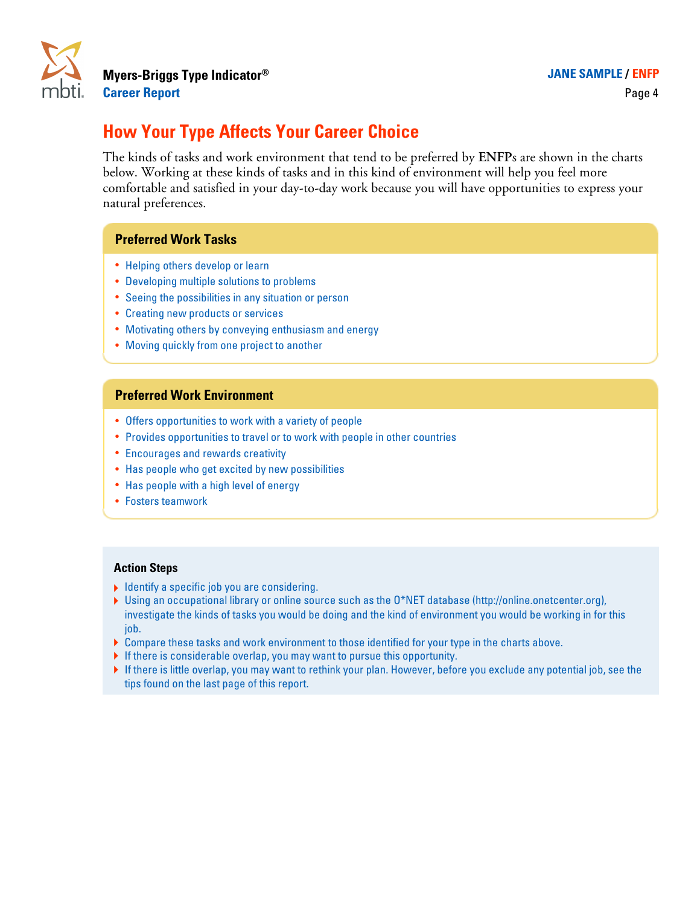# How Your Type Affects Your Career Choice

The kinds of tasks and work environment that tend to be preferred by **ENFP**s are shown in the charts below. Working at these kinds of tasks and in this kind of environment will help you feel more comfortable and satisfied in your day-to-day work because you will have opportunities to express your natural preferences.

## Preferred Work Tasks

- Helping others develop or learn
- Developing multiple solutions to problems
- Seeing the possibilities in any situation or person
- Creating new products or services
- Motivating others by conveying enthusiasm and energy
- Moving quickly from one project to another

## Preferred Work Environment

- Offers opportunities to work with a variety of people
- Provides opportunities to travel or to work with people in other countries
- Encourages and rewards creativity
- Has people who get excited by new possibilities
- Has people with a high level of energy
- Fosters teamwork

### Action Steps

- Identify a specific job you are considering.
- Using an occupational library or online source such as the O*NET database (http://online.onetcenter.org), investigate the kinds of tasks you would be doing and the kind of environment you would be working in for this job.
- Compare these tasks and work environment to those identified for your type in the charts above.
- If there is considerable overlap, you may want to pursue this opportunity.
- If there is little overlap, you may want to rethink your plan. However, before you exclude any potential job, see the tips found on the last page of this report.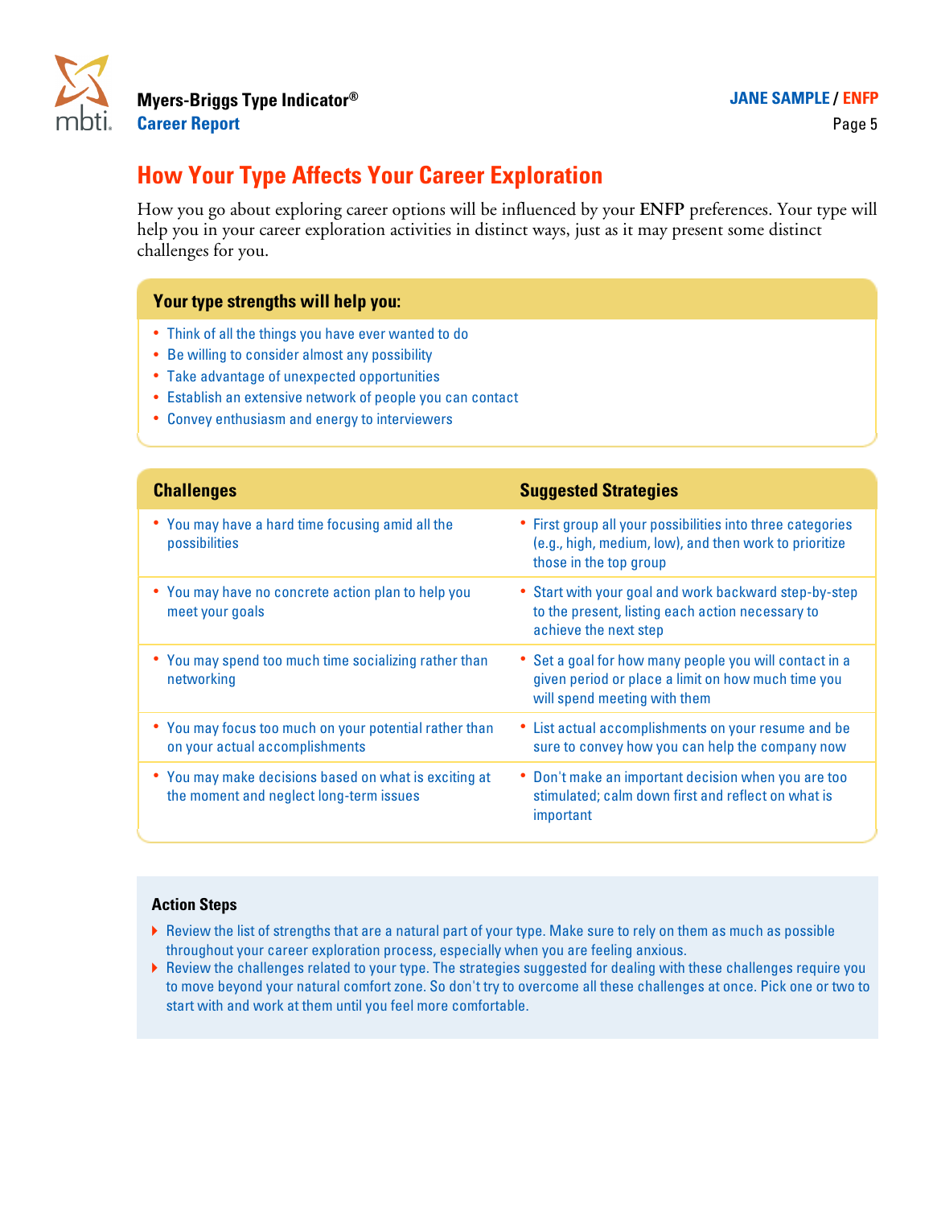# How Your Type Affects Your Career Exploration

How you go about exploring career options will be influenced by your **ENFP** preferences. Your type will help you in your career exploration activities in distinct ways, just as it may present some distinct challenges for you.

### Your type strengths will help you:

- Think of all the things you have ever wanted to do
- Be willing to consider almost any possibility
- Take advantage of unexpected opportunities
- Establish an extensive network of people you can contact
- Convey enthusiasm and energy to interviewers

| Challenges | Suggested Strategies |
| --- | --- |
| • You may have a hard time focusing amid all the possibilities | • First group all your possibilities into three categories (e.g., high, medium, low), and then work to prioritize those in the top group |
| • You may have no concrete action plan to help you meet your goals | • Start with your goal and work backward step-by-step to the present, listing each action necessary to achieve the next step |
| • You may spend too much time socializing rather than networking | • Set a goal for how many people you will contact in a given period or place a limit on how much time you will spend meeting with them |
| • You may focus too much on your potential rather than on your actual accomplishments | • List actual accomplishments on your resume and be sure to convey how you can help the company now |
| • You may make decisions based on what is exciting at the moment and neglect long-term issues | • Don't make an important decision when you are too stimulated; calm down first and reflect on what is important |

### Action Steps

- Review the list of strengths that are a natural part of your type. Make sure to rely on them as much as possible throughout your career exploration process, especially when you are feeling anxious.
- Review the challenges related to your type. The strategies suggested for dealing with these challenges require you to move beyond your natural comfort zone. So don't try to overcome all these challenges at once. Pick one or two to start with and work at them until you feel more comfortable.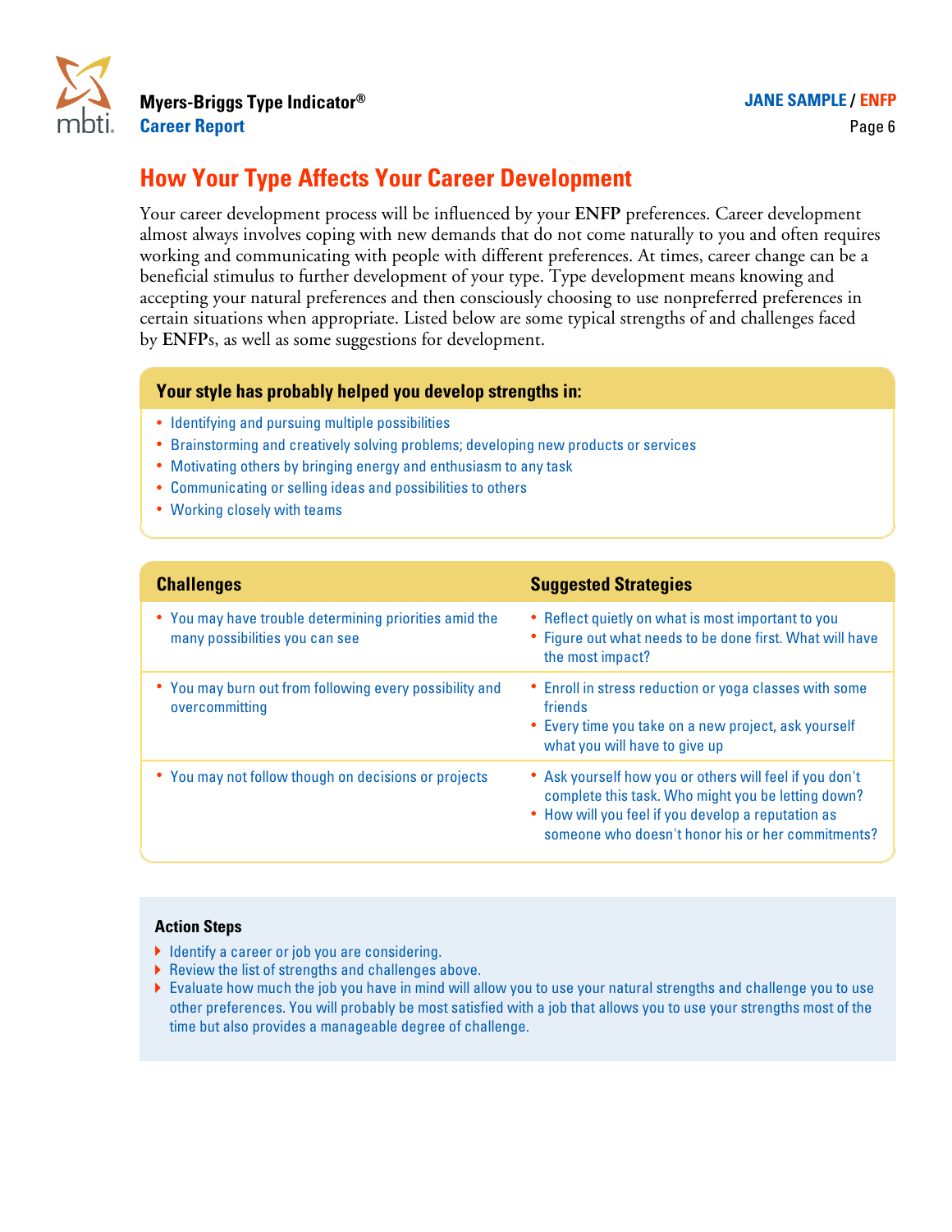# How Your Type Affects Your Career Development

Your career development process will be influenced by your **ENFP** preferences. Career development almost always involves coping with new demands that do not come naturally to you and often requires working and communicating with people with different preferences. At times, career change can be a beneficial stimulus to further development of your type. Type development means knowing and accepting your natural preferences and then consciously choosing to use nonpreferred preferences in certain situations when appropriate. Listed below are some typical strengths of and challenges faced by **ENFPs**, as well as some suggestions for development.

## Your style has probably helped you develop strengths in:

- Identifying and pursuing multiple possibilities
- Brainstorming and creatively solving problems; developing new products or services
- Motivating others by bringing energy and enthusiasm to any task
- Communicating or selling ideas and possibilities to others
- Working closely with teams

| Challenges | Suggested Strategies |
|---|---|
| • You may have trouble determining priorities amid the many possibilities you can see | • Reflect quietly on what is most important to you<br>• Figure out what needs to be done first. What will have the most impact? |
| • You may burn out from following every possibility and overcommitting | • Enroll in stress reduction or yoga classes with some friends<br>• Every time you take on a new project, ask yourself what you will have to give up |
| • You may not follow though on decisions or projects | • Ask yourself how you or others will feel if you don't complete this task. Who might you be letting down?<br>• How will you feel if you develop a reputation as someone who doesn't honor his or her commitments? |

### Action Steps

- Identify a career or job you are considering.
- Review the list of strengths and challenges above.
- Evaluate how much the job you have in mind will allow you to use your natural strengths and challenge you to use other preferences. You will probably be most satisfied with a job that allows you to use your strengths most of the time but also provides a manageable degree of challenge.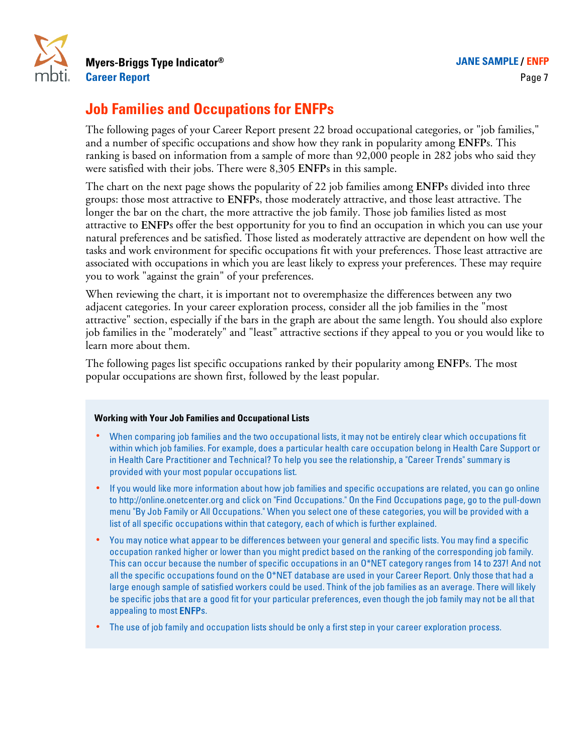# Job Families and Occupations for ENFPs

The following pages of your Career Report present 22 broad occupational categories, or "job families," and a number of specific occupations and show how they rank in popularity among **ENFP**s. This ranking is based on information from a sample of more than 92,000 people in 282 jobs who said they were satisfied with their jobs. There were 8,305 **ENFP**s in this sample.

The chart on the next page shows the popularity of 22 job families among **ENFP**s divided into three groups: those most attractive to **ENFP**s, those moderately attractive, and those least attractive. The longer the bar on the chart, the more attractive the job family. Those job families listed as most attractive to **ENFP**s offer the best opportunity for you to find an occupation in which you can use your natural preferences and be satisfied. Those listed as moderately attractive are dependent on how well the tasks and work environment for specific occupations fit with your preferences. Those least attractive are associated with occupations in which you are least likely to express your preferences. These may require you to work "against the grain" of your preferences.

When reviewing the chart, it is important not to overemphasize the differences between any two adjacent categories. In your career exploration process, consider all the job families in the "most attractive" section, especially if the bars in the graph are about the same length. You should also explore job families in the "moderately" and "least" attractive sections if they appeal to you or you would like to learn more about them.

The following pages list specific occupations ranked by their popularity among **ENFP**s. The most popular occupations are shown first, followed by the least popular.

### Working with Your Job Families and Occupational Lists

- When comparing job families and the two occupational lists, it may not be entirely clear which occupations fit within which job families. For example, does a particular health care occupation belong in Health Care Support or in Health Care Practitioner and Technical? To help you see the relationship, a "Career Trends" summary is provided with your most popular occupations list.
- If you would like more information about how job families and specific occupations are related, you can go online to http://online.onetcenter.org and click on "Find Occupations." On the Find Occupations page, go to the pull-down menu "By Job Family or All Occupations." When you select one of these categories, you will be provided with a list of all specific occupations within that category, each of which is further explained.
- You may notice what appear to be differences between your general and specific lists. You may find a specific occupation ranked higher or lower than you might predict based on the ranking of the corresponding job family. This can occur because the number of specific occupations in an O*NET category ranges from 14 to 237! And not all the specific occupations found on the O*NET database are used in your Career Report. Only those that had a large enough sample of satisfied workers could be used. Think of the job families as an average. There will likely be specific jobs that are a good fit for your particular preferences, even though the job family may not be all that appealing to most **ENFP**s.
- The use of job family and occupation lists should be only a first step in your career exploration process.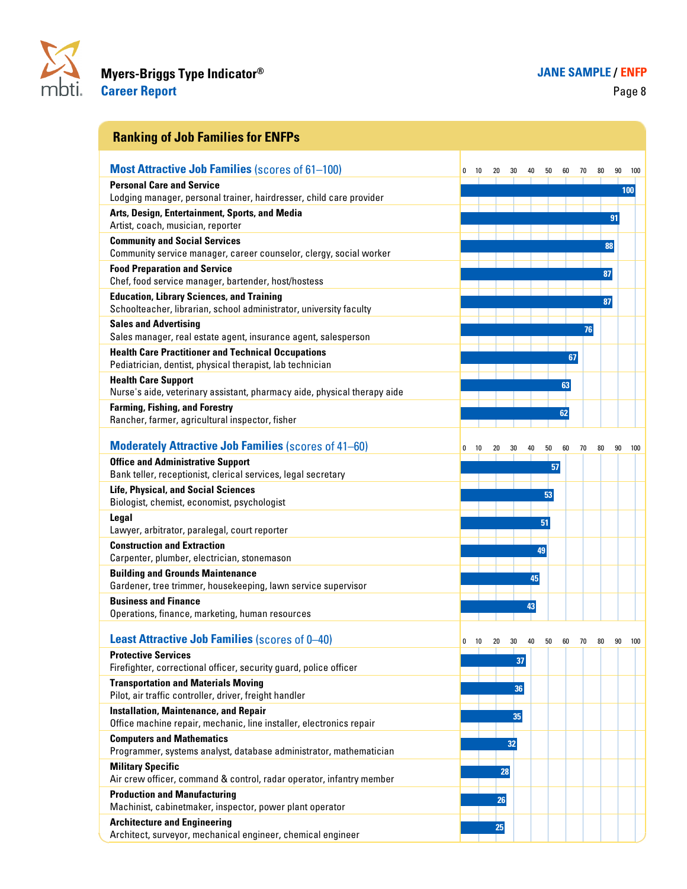## Ranking of Job Families for ENFPs

### Most Attractive Job Families (scores of 61–100)

| Job Family | Score |
|---|---|
| **Personal Care and Service**<br>Lodging manager, personal trainer, hairdresser, child care provider | 100 |
| **Arts, Design, Entertainment, Sports, and Media**<br>Artist, coach, musician, reporter | 91 |
| **Community and Social Services**<br>Community service manager, career counselor, clergy, social worker | 88 |
| **Food Preparation and Service**<br>Chef, food service manager, bartender, host/hostess | 87 |
| **Education, Library Sciences, and Training**<br>Schoolteacher, librarian, school administrator, university faculty | 87 |
| **Sales and Advertising**<br>Sales manager, real estate agent, insurance agent, salesperson | 76 |
| **Health Care Practitioner and Technical Occupations**<br>Pediatrician, dentist, physical therapist, lab technician | 67 |
| **Health Care Support**<br>Nurse's aide, veterinary assistant, pharmacy aide, physical therapy aide | 63 |
| **Farming, Fishing, and Forestry**<br>Rancher, farmer, agricultural inspector, fisher | 62 |

### Moderately Attractive Job Families (scores of 41–60)

| Job Family | Score |
|---|---|
| **Office and Administrative Support**<br>Bank teller, receptionist, clerical services, legal secretary | 57 |
| **Life, Physical, and Social Sciences**<br>Biologist, chemist, economist, psychologist | 53 |
| **Legal**<br>Lawyer, arbitrator, paralegal, court reporter | 51 |
| **Construction and Extraction**<br>Carpenter, plumber, electrician, stonemason | 49 |
| **Building and Grounds Maintenance**<br>Gardener, tree trimmer, housekeeping, lawn service supervisor | 45 |
| **Business and Finance**<br>Operations, finance, marketing, human resources | 43 |

### Least Attractive Job Families (scores of 0–40)

| Job Family | Score |
|---|---|
| **Protective Services**<br>Firefighter, correctional officer, security guard, police officer | 37 |
| **Transportation and Materials Moving**<br>Pilot, air traffic controller, driver, freight handler | 36 |
| **Installation, Maintenance, and Repair**<br>Office machine repair, mechanic, line installer, electronics repair | 35 |
| **Computers and Mathematics**<br>Programmer, systems analyst, database administrator, mathematician | 32 |
| **Military Specific**<br>Air crew officer, command & control, radar operator, infantry member | 28 |
| **Production and Manufacturing**<br>Machinist, cabinetmaker, inspector, power plant operator | 26 |
| **Architecture and Engineering**<br>Architect, surveyor, mechanical engineer, chemical engineer | 25 |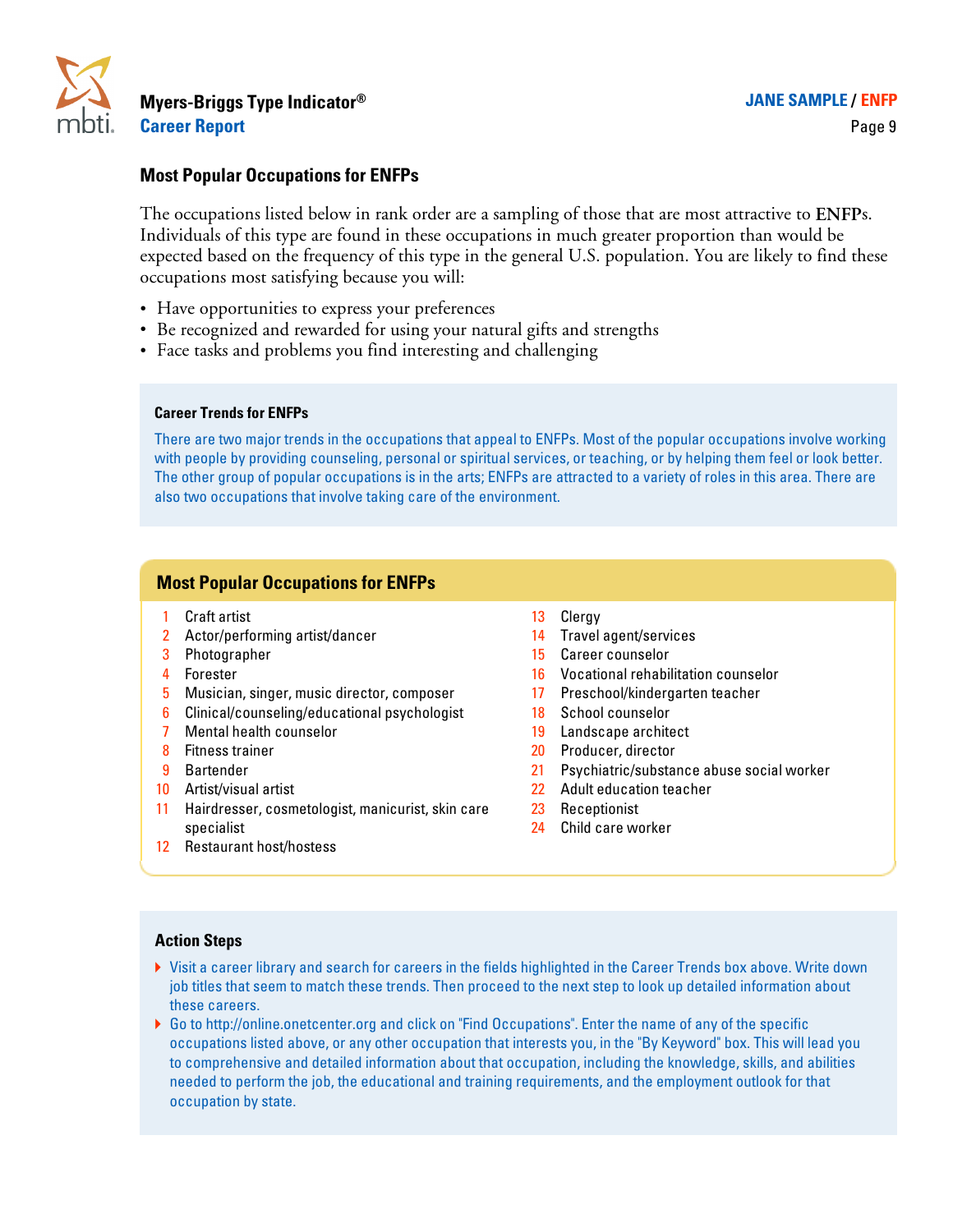## Most Popular Occupations for ENFPs

The occupations listed below in rank order are a sampling of those that are most attractive to **ENFP**s. Individuals of this type are found in these occupations in much greater proportion than would be expected based on the frequency of this type in the general U.S. population. You are likely to find these occupations most satisfying because you will:

- Have opportunities to express your preferences
- Be recognized and rewarded for using your natural gifts and strengths
- Face tasks and problems you find interesting and challenging

### Career Trends for ENFPs

There are two major trends in the occupations that appeal to ENFPs. Most of the popular occupations involve working with people by providing counseling, personal or spiritual services, or teaching, or by helping them feel or look better. The other group of popular occupations is in the arts; ENFPs are attracted to a variety of roles in this area. There are also two occupations that involve taking care of the environment.

### Most Popular Occupations for ENFPs

1. Craft artist
2. Actor/performing artist/dancer
3. Photographer
4. Forester
5. Musician, singer, music director, composer
6. Clinical/counseling/educational psychologist
7. Mental health counselor
8. Fitness trainer
9. Bartender
10. Artist/visual artist
11. Hairdresser, cosmetologist, manicurist, skin care specialist
12. Restaurant host/hostess
13. Clergy
14. Travel agent/services
15. Career counselor
16. Vocational rehabilitation counselor
17. Preschool/kindergarten teacher
18. School counselor
19. Landscape architect
20. Producer, director
21. Psychiatric/substance abuse social worker
22. Adult education teacher
23. Receptionist
24. Child care worker

### Action Steps

- Visit a career library and search for careers in the fields highlighted in the Career Trends box above. Write down job titles that seem to match these trends. Then proceed to the next step to look up detailed information about these careers.
- Go to http://online.onetcenter.org and click on "Find Occupations". Enter the name of any of the specific occupations listed above, or any other occupation that interests you, in the "By Keyword" box. This will lead you to comprehensive and detailed information about that occupation, including the knowledge, skills, and abilities needed to perform the job, the educational and training requirements, and the employment outlook for that occupation by state.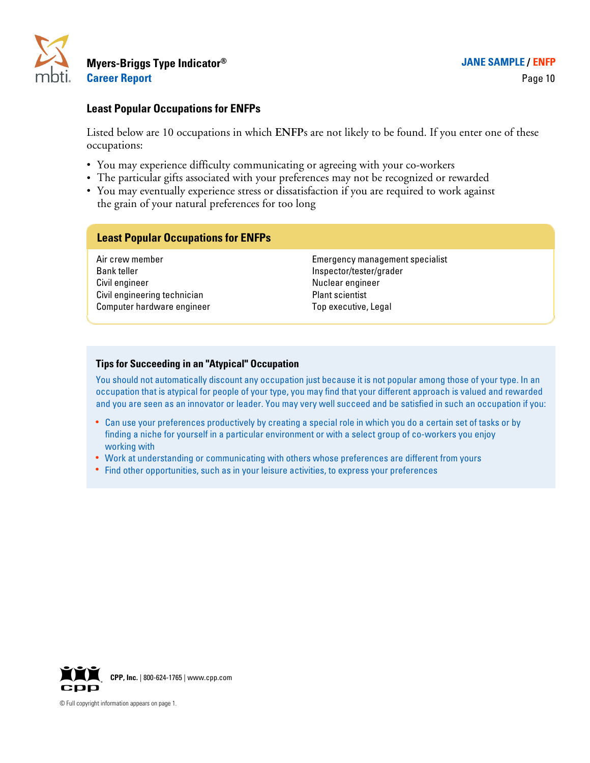## Least Popular Occupations for ENFPs

Listed below are 10 occupations in which **ENFP**s are not likely to be found. If you enter one of these occupations:

- You may experience difficulty communicating or agreeing with your co-workers
- The particular gifts associated with your preferences may not be recognized or rewarded
- You may eventually experience stress or dissatisfaction if you are required to work against the grain of your natural preferences for too long

### Least Popular Occupations for ENFPs

| | |
|---|---|
| Air crew member | Emergency management specialist |
| Bank teller | Inspector/tester/grader |
| Civil engineer | Nuclear engineer |
| Civil engineering technician | Plant scientist |
| Computer hardware engineer | Top executive, Legal |

### Tips for Succeeding in an "Atypical" Occupation

You should not automatically discount any occupation just because it is not popular among those of your type. In an occupation that is atypical for people of your type, you may find that your different approach is valued and rewarded and you are seen as an innovator or leader. You may very well succeed and be satisfied in such an occupation if you:

- Can use your preferences productively by creating a special role in which you do a certain set of tasks or by finding a niche for yourself in a particular environment or with a select group of co-workers you enjoy working with
- Work at understanding or communicating with others whose preferences are different from yours
- Find other opportunities, such as in your leisure activities, to express your preferences